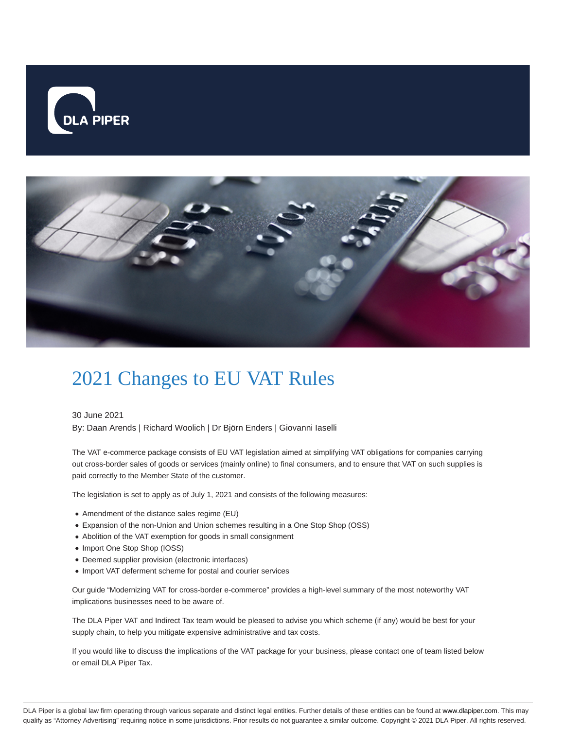# 2021 Changes to EU VAT Rules

30 June 2021

By: Daan Arends | Richard Woolich | Dr Björn Enders | Giovanni Iaselli

The VAT e-commerce package consists of EU VAT legislation aimed at simplifying VAT obligations for companies carrying out cross-border sales of goods or services (mainly online) to final consumers, and to ensure that VAT on such supplies is paid correctly to the Member State of the customer.

The legislation is set to apply as of July 1, 2021 and consists of the following measures:

- Amendment of the distance sales regime (EU)
- Expansion of the non-Union and Union schemes resulting in a One Stop Shop (OSS)
- Abolition of the VAT exemption for goods in small consignment
- Import One Stop Shop (IOSS)
- Deemed supplier provision (electronic interfaces)
- Import VAT deferment scheme for postal and courier services

Our guide "Modernizing VAT for cross-border e-commerce" provides a high-level summary of the most noteworthy VAT implications businesses need to be aware of.

The DLA Piper VAT and Indirect Tax team would be pleased to advise you which scheme (if any) would be best for your supply chain, to help you mitigate expensive administrative and tax costs.

If you would like to discuss the implications of the VAT package for your business, please contact one of team listed below or email DLA Piper Tax.

DLA Piper is a global law firm operating through various separate and distinct legal entities. Further details of these entities can be found at www.dlapiper.com. This may qualify as "Attorney Advertising" requiring notice in some jurisdictions. Prior results do not guarantee a similar outcome. Copyright © 2021 DLA Piper. All rights reserved.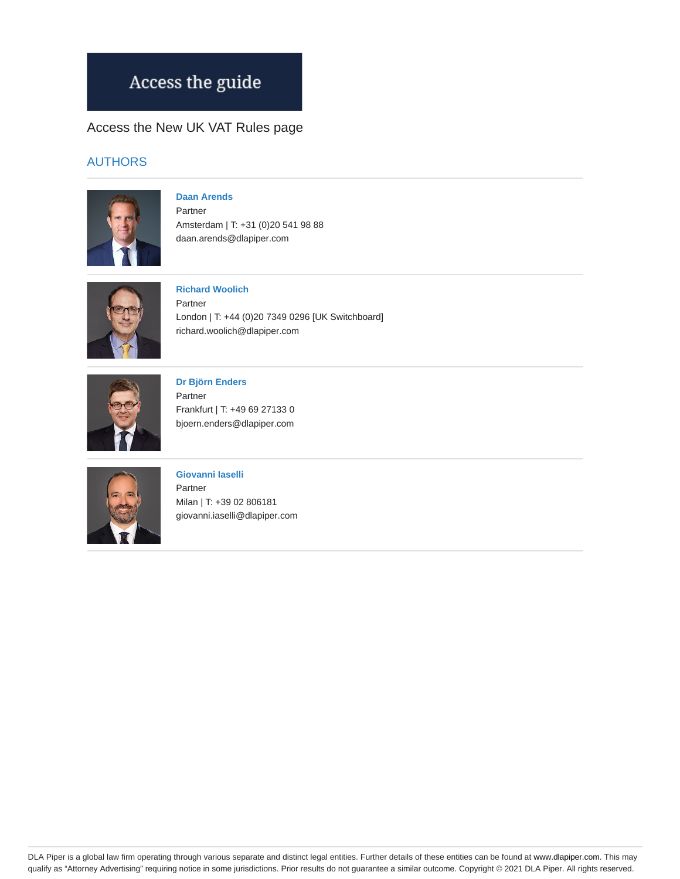Access the guide

Access the New UK VAT Rules page

## AUTHORS

**Daan Arends**
Partner
Amsterdam | T: +31 (0)20 541 98 88
daan.arends@dlapiper.com

**Richard Woolich**
Partner
London | T: +44 (0)20 7349 0296 [UK Switchboard]
richard.woolich@dlapiper.com

**Dr Björn Enders**
Partner
Frankfurt | T: +49 69 27133 0
bjoern.enders@dlapiper.com

**Giovanni Iaselli**
Partner
Milan | T: +39 02 806181
giovanni.iaselli@dlapiper.com

DLA Piper is a global law firm operating through various separate and distinct legal entities. Further details of these entities can be found at www.dlapiper.com. This may qualify as “Attorney Advertising” requiring notice in some jurisdictions. Prior results do not guarantee a similar outcome. Copyright © 2021 DLA Piper. All rights reserved.